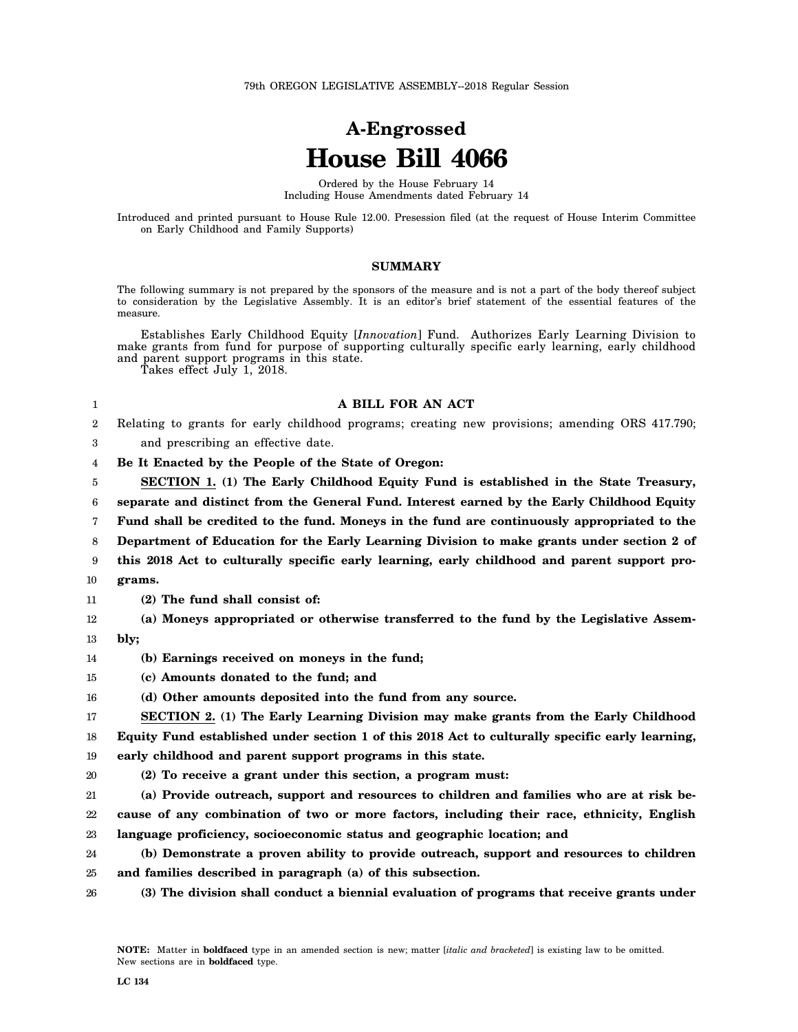79th OREGON LEGISLATIVE ASSEMBLY--2018 Regular Session

# A-Engrossed
# House Bill 4066

Ordered by the House February 14
Including House Amendments dated February 14

Introduced and printed pursuant to House Rule 12.00. Presession filed (at the request of House Interim Committee on Early Childhood and Family Supports)

## SUMMARY

The following summary is not prepared by the sponsors of the measure and is not a part of the body thereof subject to consideration by the Legislative Assembly. It is an editor's brief statement of the essential features of the measure.

Establishes Early Childhood Equity [*Innovation*] Fund. Authorizes Early Learning Division to make grants from fund for purpose of supporting culturally specific early learning, early childhood and parent support programs in this state.

Takes effect July 1, 2018.

### A BILL FOR AN ACT

Relating to grants for early childhood programs; creating new provisions; amending ORS 417.790; and prescribing an effective date.

**Be It Enacted by the People of the State of Oregon:**

**SECTION 1. (1) The Early Childhood Equity Fund is established in the State Treasury, separate and distinct from the General Fund. Interest earned by the Early Childhood Equity Fund shall be credited to the fund. Moneys in the fund are continuously appropriated to the Department of Education for the Early Learning Division to make grants under section 2 of this 2018 Act to culturally specific early learning, early childhood and parent support programs.**

**(2) The fund shall consist of:**

**(a) Moneys appropriated or otherwise transferred to the fund by the Legislative Assembly;**

**(b) Earnings received on moneys in the fund;**

**(c) Amounts donated to the fund; and**

**(d) Other amounts deposited into the fund from any source.**

**SECTION 2. (1) The Early Learning Division may make grants from the Early Childhood Equity Fund established under section 1 of this 2018 Act to culturally specific early learning, early childhood and parent support programs in this state.**

**(2) To receive a grant under this section, a program must:**

**(a) Provide outreach, support and resources to children and families who are at risk because of any combination of two or more factors, including their race, ethnicity, English language proficiency, socioeconomic status and geographic location; and**

**(b) Demonstrate a proven ability to provide outreach, support and resources to children and families described in paragraph (a) of this subsection.**

**(3) The division shall conduct a biennial evaluation of programs that receive grants under**

NOTE: Matter in **boldfaced** type in an amended section is new; matter [*italic and bracketed*] is existing law to be omitted. New sections are in **boldfaced** type.

LC 134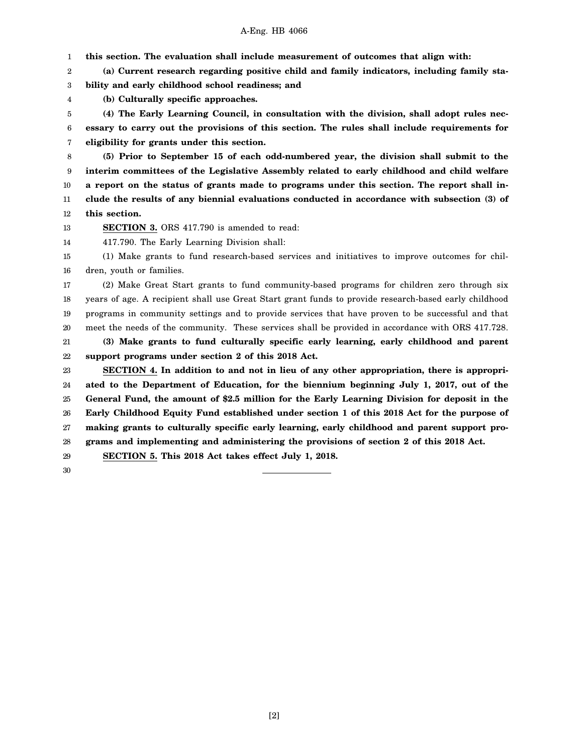**this section. The evaluation shall include measurement of outcomes that align with:**

**(a) Current research regarding positive child and family indicators, including family stability and early childhood school readiness; and**

**(b) Culturally specific approaches.**

**(4) The Early Learning Council, in consultation with the division, shall adopt rules necessary to carry out the provisions of this section. The rules shall include requirements for eligibility for grants under this section.**

**(5) Prior to September 15 of each odd-numbered year, the division shall submit to the interim committees of the Legislative Assembly related to early childhood and child welfare a report on the status of grants made to programs under this section. The report shall include the results of any biennial evaluations conducted in accordance with subsection (3) of this section.**

**SECTION 3.** ORS 417.790 is amended to read:

417.790. The Early Learning Division shall:

(1) Make grants to fund research-based services and initiatives to improve outcomes for children, youth or families.

(2) Make Great Start grants to fund community-based programs for children zero through six years of age. A recipient shall use Great Start grant funds to provide research-based early childhood programs in community settings and to provide services that have proven to be successful and that meet the needs of the community. These services shall be provided in accordance with ORS 417.728.

**(3) Make grants to fund culturally specific early learning, early childhood and parent support programs under section 2 of this 2018 Act.**

**SECTION 4. In addition to and not in lieu of any other appropriation, there is appropriated to the Department of Education, for the biennium beginning July 1, 2017, out of the General Fund, the amount of $2.5 million for the Early Learning Division for deposit in the Early Childhood Equity Fund established under section 1 of this 2018 Act for the purpose of making grants to culturally specific early learning, early childhood and parent support programs and implementing and administering the provisions of section 2 of this 2018 Act.**

**SECTION 5. This 2018 Act takes effect July 1, 2018.**